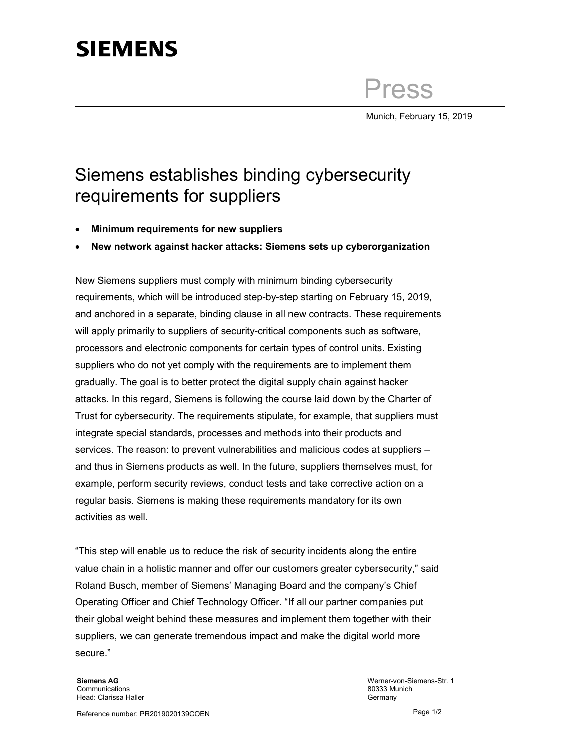# SIEMENS

Press

Munich, February 15, 2019

## Siemens establishes binding cybersecurity requirements for suppliers

- **Minimum requirements for new suppliers**
- **New network against hacker attacks: Siemens sets up cyberorganization**

New Siemens suppliers must comply with minimum binding cybersecurity requirements, which will be introduced step-by-step starting on February 15, 2019, and anchored in a separate, binding clause in all new contracts. These requirements will apply primarily to suppliers of security-critical components such as software, processors and electronic components for certain types of control units. Existing suppliers who do not yet comply with the requirements are to implement them gradually. The goal is to better protect the digital supply chain against hacker attacks. In this regard, Siemens is following the course laid down by the Charter of Trust for cybersecurity. The requirements stipulate, for example, that suppliers must integrate special standards, processes and methods into their products and services. The reason: to prevent vulnerabilities and malicious codes at suppliers – and thus in Siemens products as well. In the future, suppliers themselves must, for example, perform security reviews, conduct tests and take corrective action on a regular basis. Siemens is making these requirements mandatory for its own activities as well.

"This step will enable us to reduce the risk of security incidents along the entire value chain in a holistic manner and offer our customers greater cybersecurity," said Roland Busch, member of Siemens' Managing Board and the company's Chief Operating Officer and Chief Technology Officer. "If all our partner companies put their global weight behind these measures and implement them together with their suppliers, we can generate tremendous impact and make the digital world more secure."

**Siemens AG**
Communications
Head: Clarissa Haller

Werner-von-Siemens-Str. 1
80333 Munich
Germany

Reference number: PR2019020139COEN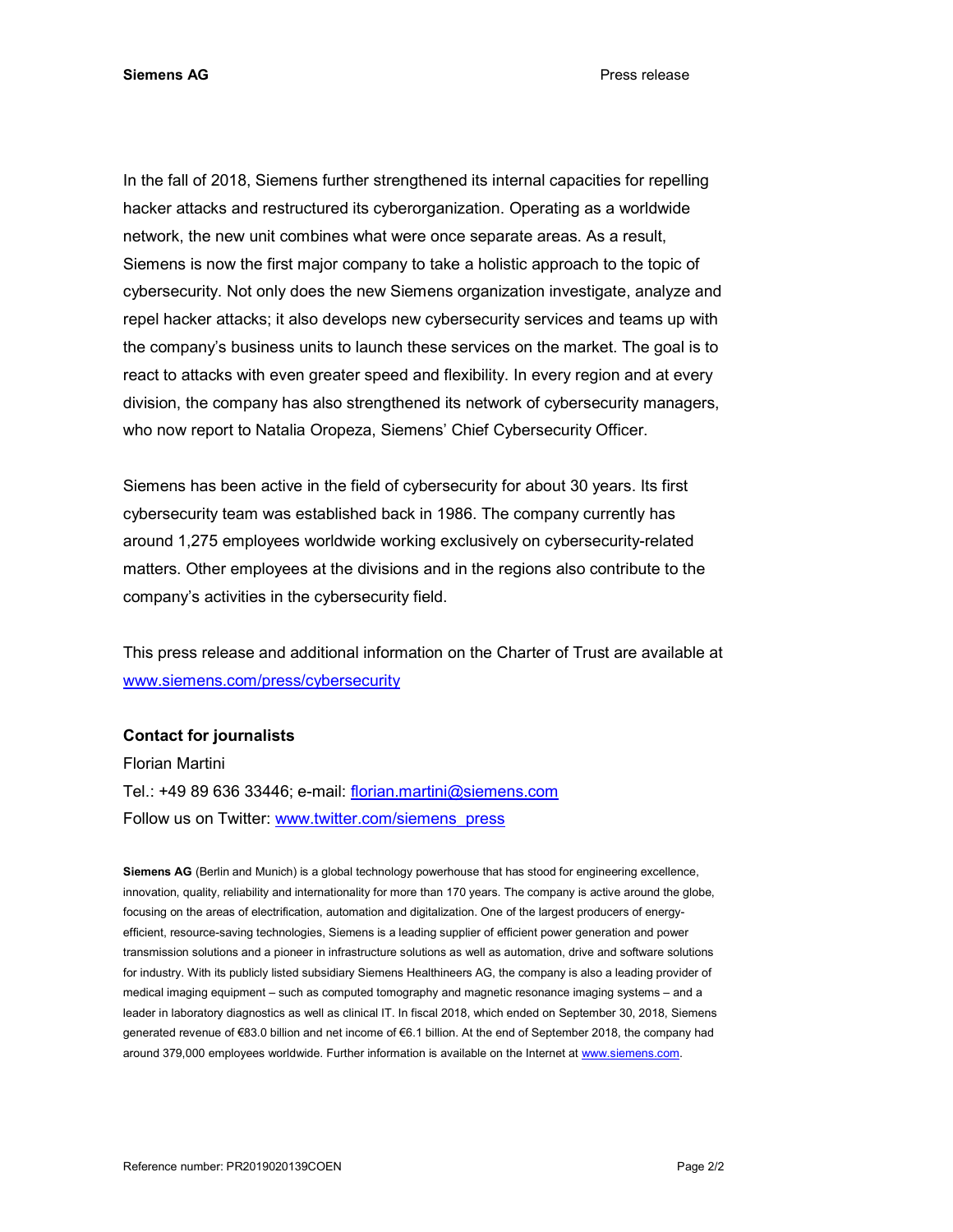In the fall of 2018, Siemens further strengthened its internal capacities for repelling hacker attacks and restructured its cyberorganization. Operating as a worldwide network, the new unit combines what were once separate areas. As a result, Siemens is now the first major company to take a holistic approach to the topic of cybersecurity. Not only does the new Siemens organization investigate, analyze and repel hacker attacks; it also develops new cybersecurity services and teams up with the company's business units to launch these services on the market. The goal is to react to attacks with even greater speed and flexibility. In every region and at every division, the company has also strengthened its network of cybersecurity managers, who now report to Natalia Oropeza, Siemens' Chief Cybersecurity Officer.

Siemens has been active in the field of cybersecurity for about 30 years. Its first cybersecurity team was established back in 1986. The company currently has around 1,275 employees worldwide working exclusively on cybersecurity-related matters. Other employees at the divisions and in the regions also contribute to the company's activities in the cybersecurity field.

This press release and additional information on the Charter of Trust are available at [www.siemens.com/press/cybersecurity](www.siemens.com/press/cybersecurity)

**Contact for journalists**

Florian Martini

Tel.: +49 89 636 33446; e-mail: [florian.martini@siemens.com](mailto:florian.martini@siemens.com)

Follow us on Twitter: [www.twitter.com/siemens_press](www.twitter.com/siemens_press)

**Siemens AG** (Berlin and Munich) is a global technology powerhouse that has stood for engineering excellence, innovation, quality, reliability and internationality for more than 170 years. The company is active around the globe, focusing on the areas of electrification, automation and digitalization. One of the largest producers of energy-efficient, resource-saving technologies, Siemens is a leading supplier of efficient power generation and power transmission solutions and a pioneer in infrastructure solutions as well as automation, drive and software solutions for industry. With its publicly listed subsidiary Siemens Healthineers AG, the company is also a leading provider of medical imaging equipment – such as computed tomography and magnetic resonance imaging systems – and a leader in laboratory diagnostics as well as clinical IT. In fiscal 2018, which ended on September 30, 2018, Siemens generated revenue of €83.0 billion and net income of €6.1 billion. At the end of September 2018, the company had around 379,000 employees worldwide. Further information is available on the Internet at [www.siemens.com](www.siemens.com).

Reference number: PR2019020139COEN